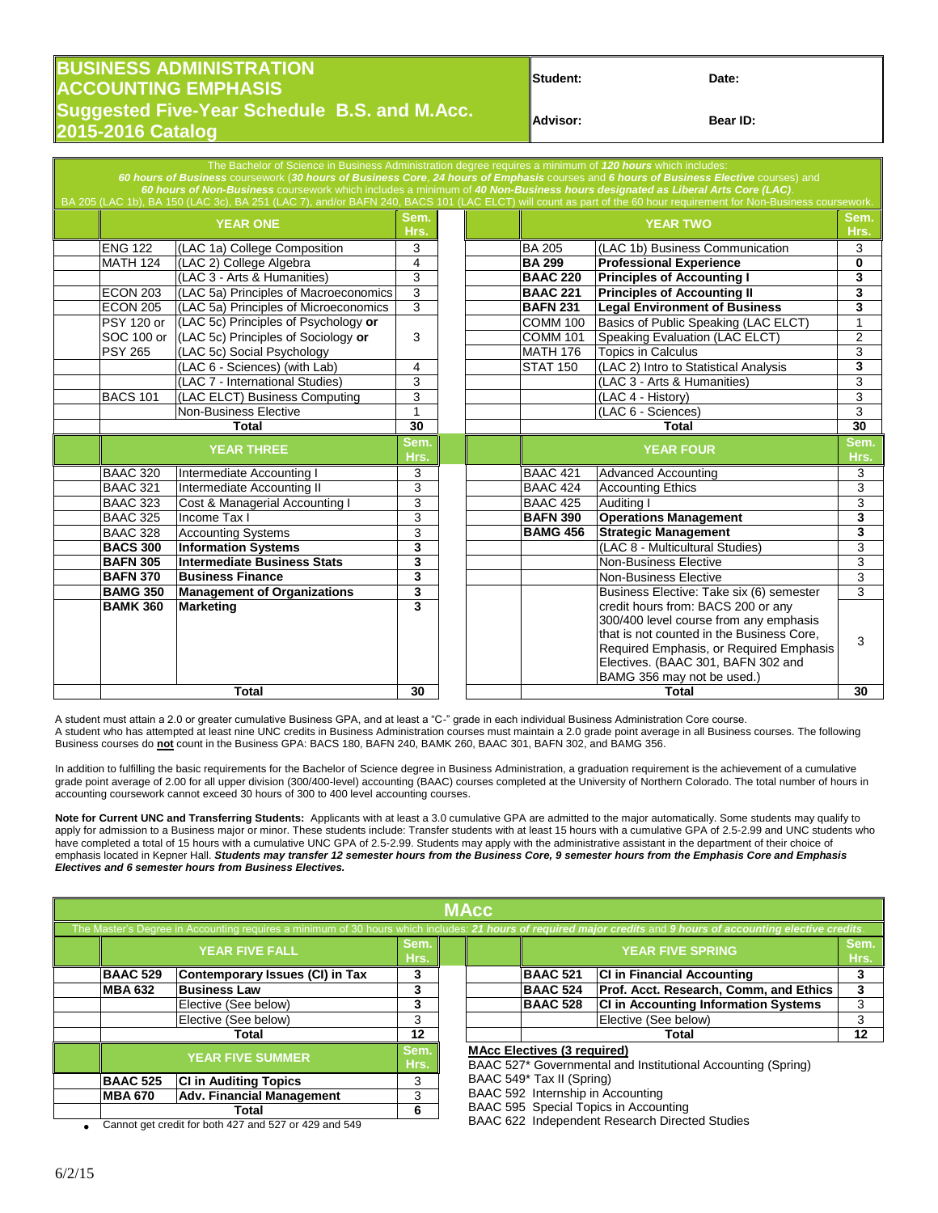# BUSINESS ADMINISTRATION ACCOUNTING EMPHASIS
## Suggested Five-Year Schedule B.S. and M.Acc. 2015-2016 Catalog

| Student: | Date: |
|---|---|
| Advisor: | Bear ID: |

The Bachelor of Science in Business Administration degree requires a minimum of *120 hours* which includes:
***60 hours of Business*** coursework (***30 hours of Business Core***, ***24 hours of Emphasis*** courses and ***6 hours of Business Elective*** courses) and
***60 hours of Non-Business*** coursework which includes a minimum of ***40 Non-Business hours designated as Liberal Arts Core (LAC)***.
BA 205 (LAC 1b), BA 150 (LAC 3c), BA 251 (LAC 7), and/or BAFN 240, BACS 101 (LAC ELCT) will count as part of the 60 hour requirement for Non-Business coursework.

| YEAR ONE | | Sem. Hrs. | YEAR TWO | | Sem. Hrs. |
|---|---|---|---|---|---|
| ENG 122 | (LAC 1a) College Composition | 3 | BA 205 | (LAC 1b) Business Communication | 3 |
| MATH 124 | (LAC 2) College Algebra | 4 | **BA 299** | **Professional Experience** | **0** |
| | (LAC 3 - Arts & Humanities) | 3 | **BAAC 220** | **Principles of Accounting I** | **3** |
| ECON 203 | (LAC 5a) Principles of Macroeconomics | 3 | **BAAC 221** | **Principles of Accounting II** | **3** |
| ECON 205 | (LAC 5a) Principles of Microeconomics | 3 | **BAFN 231** | **Legal Environment of Business** | **3** |
| PSY 120 or SOC 100 or PSY 265 | (LAC 5c) Principles of Psychology **or** (LAC 5c) Principles of Sociology **or** (LAC 5c) Social Psychology | 3 | COMM 100 | Basics of Public Speaking (LAC ELCT) | 1 |
| | | | COMM 101 | Speaking Evaluation (LAC ELCT) | 2 |
| | | | MATH 176 | Topics in Calculus | 3 |
| | (LAC 6 - Sciences) (with Lab) | 4 | STAT 150 | (LAC 2) Intro to Statistical Analysis | 3 |
| | (LAC 7 - International Studies) | 3 | | (LAC 3 - Arts & Humanities) | 3 |
| BACS 101 | (LAC ELCT) Business Computing | 3 | | (LAC 4 - History) | 3 |
| | Non-Business Elective | 1 | | (LAC 6 - Sciences) | 3 |
| | **Total** | **30** | | **Total** | **30** |

| YEAR THREE | | Sem. Hrs. | YEAR FOUR | | Sem. Hrs. |
|---|---|---|---|---|---|
| BAAC 320 | Intermediate Accounting I | 3 | BAAC 421 | Advanced Accounting | 3 |
| BAAC 321 | Intermediate Accounting II | 3 | BAAC 424 | Accounting Ethics | 3 |
| BAAC 323 | Cost & Managerial Accounting I | 3 | BAAC 425 | Auditing I | 3 |
| BAAC 325 | Income Tax I | 3 | **BAFN 390** | **Operations Management** | **3** |
| BAAC 328 | Accounting Systems | 3 | **BAMG 456** | **Strategic Management** | **3** |
| **BACS 300** | **Information Systems** | **3** | | (LAC 8 - Multicultural Studies) | 3 |
| **BAFN 305** | **Intermediate Business Stats** | **3** | | Non-Business Elective | 3 |
| **BAFN 370** | **Business Finance** | **3** | | Non-Business Elective | 3 |
| **BAMG 350** | **Management of Organizations** | **3** | | Business Elective: Take six (6) semester | 3 |
| **BAMK 360** | **Marketing** | **3** | | credit hours from: BACS 200 or any 300/400 level course from any emphasis that is not counted in the Business Core, Required Emphasis, or Required Emphasis Electives. (BAAC 301, BAFN 302 and BAMG 356 may not be used.) | 3 |
| | **Total** | **30** | | **Total** | **30** |

A student must attain a 2.0 or greater cumulative Business GPA, and at least a "C-" grade in each individual Business Administration Core course.
A student who has attempted at least nine UNC credits in Business Administration courses must maintain a 2.0 grade point average in all Business courses. The following Business courses do **not** count in the Business GPA: BACS 180, BAFN 240, BAMK 260, BAAC 301, BAFN 302, and BAMG 356.

In addition to fulfilling the basic requirements for the Bachelor of Science degree in Business Administration, a graduation requirement is the achievement of a cumulative grade point average of 2.00 for all upper division (300/400-level) accounting (BAAC) courses completed at the University of Northern Colorado. The total number of hours in accounting coursework cannot exceed 30 hours of 300 to 400 level accounting courses.

**Note for Current UNC and Transferring Students:** Applicants with at least a 3.0 cumulative GPA are admitted to the major automatically. Some students may qualify to apply for admission to a Business major or minor. These students include: Transfer students with at least 15 hours with a cumulative GPA of 2.5-2.99 and UNC students who have completed a total of 15 hours with a cumulative UNC GPA of 2.5-2.99. Students may apply with the administrative assistant in the department of their choice of emphasis located in Kepner Hall. ***Students may transfer 12 semester hours from the Business Core, 9 semester hours from the Emphasis Core and Emphasis Electives and 6 semester hours from Business Electives.***

## MAcc

The Master's Degree in Accounting requires a minimum of 30 hours which includes: *21 hours of required major credits* and *9 hours of accounting elective credits*.

| YEAR FIVE FALL | | Sem. Hrs. | YEAR FIVE SPRING | | Sem. Hrs. |
|---|---|---|---|---|---|
| **BAAC 529** | **Contemporary Issues (CI) in Tax** | **3** | **BAAC 521** | **CI in Financial Accounting** | **3** |
| **MBA 632** | **Business Law** | **3** | **BAAC 524** | **Prof. Acct. Research, Comm, and Ethics** | **3** |
| | Elective (See below) | 3 | **BAAC 528** | **CI in Accounting Information Systems** | 3 |
| | Elective (See below) | 3 | | Elective (See below) | 3 |
| | **Total** | **12** | | **Total** | **12** |

| YEAR FIVE SUMMER | | Sem. Hrs. |
|---|---|---|
| **BAAC 525** | **CI in Auditing Topics** | 3 |
| **MBA 670** | **Adv. Financial Management** | 3 |
| | **Total** | **6** |

- Cannot get credit for both 427 and 527 or 429 and 549

**MAcc Electives (3 required)**
BAAC 527* Governmental and Institutional Accounting (Spring)
BAAC 549* Tax II (Spring)
BAAC 592 Internship in Accounting
BAAC 595 Special Topics in Accounting
BAAC 622 Independent Research Directed Studies

6/2/15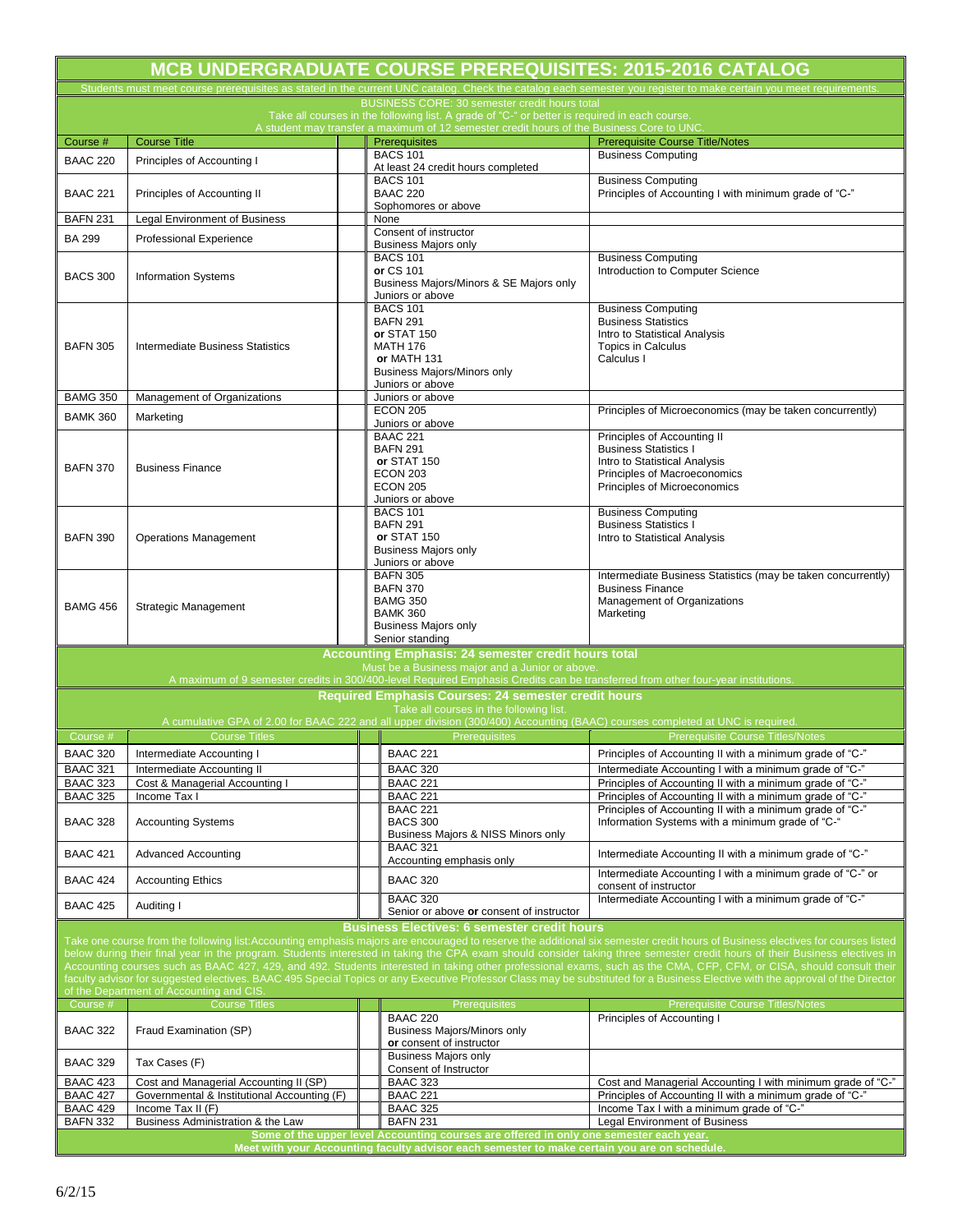# MCB UNDERGRADUATE COURSE PREREQUISITES: 2015-2016 CATALOG

Students must meet course prerequisites as stated in the current UNC catalog. Check the catalog each semester you register to make certain you meet requirements.

## BUSINESS CORE: 30 semester credit hours total

Take all courses in the following list. A grade of "C-" or better is required in each course.
A student may transfer a maximum of 12 semester credit hours of the Business Core to UNC.

| Course # | Course Title | Prerequisites | Prerequisite Course Title/Notes |
|---|---|---|---|
| BAAC 220 | Principles of Accounting I | BACS 101<br>At least 24 credit hours completed | Business Computing |
| BAAC 221 | Principles of Accounting II | BACS 101<br>BAAC 220<br>Sophomores or above | Business Computing<br>Principles of Accounting I with minimum grade of "C-" |
| BAFN 231 | Legal Environment of Business | None | |
| BA 299 | Professional Experience | Consent of instructor<br>Business Majors only | |
| BACS 300 | Information Systems | BACS 101<br>**or** CS 101<br>Business Majors/Minors & SE Majors only<br>Juniors or above | Business Computing<br>Introduction to Computer Science |
| BAFN 305 | Intermediate Business Statistics | BACS 101<br>BAFN 291<br>**or** STAT 150<br>MATH 176<br>**or** MATH 131<br>Business Majors/Minors only<br>Juniors or above | Business Computing<br>Business Statistics<br>Intro to Statistical Analysis<br>Topics in Calculus<br>Calculus I |
| BAMG 350 | Management of Organizations | Juniors or above | |
| BAMK 360 | Marketing | ECON 205<br>Juniors or above | Principles of Microeconomics (may be taken concurrently) |
| BAFN 370 | Business Finance | BAAC 221<br>BAFN 291<br>**or** STAT 150<br>ECON 203<br>ECON 205<br>Juniors or above | Principles of Accounting II<br>Business Statistics I<br>Intro to Statistical Analysis<br>Principles of Macroeconomics<br>Principles of Microeconomics |
| BAFN 390 | Operations Management | BACS 101<br>BAFN 291<br>**or** STAT 150<br>Business Majors only<br>Juniors or above | Business Computing<br>Business Statistics I<br>Intro to Statistical Analysis |
| BAMG 456 | Strategic Management | BAFN 305<br>BAFN 370<br>BAMG 350<br>BAMK 360<br>Business Majors only<br>Senior standing | Intermediate Business Statistics (may be taken concurrently)<br>Business Finance<br>Management of Organizations<br>Marketing |

## Accounting Emphasis: 24 semester credit hours total

Must be a Business major and a Junior or above.
A maximum of 9 semester credits in 300/400-level Required Emphasis Credits can be transferred from other four-year institutions.

### Required Emphasis Courses: 24 semester credit hours

Take all courses in the following list.
A cumulative GPA of 2.00 for BAAC 222 and all upper division (300/400) Accounting (BAAC) courses completed at UNC is required.

| Course # | Course Titles | Prerequisites | Prerequisite Course Titles/Notes |
|---|---|---|---|
| BAAC 320 | Intermediate Accounting I | BAAC 221 | Principles of Accounting II with a minimum grade of "C-" |
| BAAC 321 | Intermediate Accounting II | BAAC 320 | Intermediate Accounting I with a minimum grade of "C-" |
| BAAC 323 | Cost & Managerial Accounting I | BAAC 221 | Principles of Accounting II with a minimum grade of "C-" |
| BAAC 325 | Income Tax I | BAAC 221 | Principles of Accounting II with a minimum grade of "C-" |
| BAAC 328 | Accounting Systems | BAAC 221<br>BACS 300<br>Business Majors & NISS Minors only | Principles of Accounting II with a minimum grade of "C-"<br>Information Systems with a minimum grade of "C-" |
| BAAC 421 | Advanced Accounting | BAAC 321<br>Accounting emphasis only | Intermediate Accounting II with a minimum grade of "C-" |
| BAAC 424 | Accounting Ethics | BAAC 320 | Intermediate Accounting I with a minimum grade of "C-" or consent of instructor |
| BAAC 425 | Auditing I | BAAC 320<br>Senior or above **or** consent of instructor | Intermediate Accounting I with a minimum grade of "C-" |

### Business Electives: 6 semester credit hours

Take one course from the following list:Accounting emphasis majors are encouraged to reserve the additional six semester credit hours of Business electives for courses listed below during their final year in the program. Students interested in taking the CPA exam should consider taking three semester credit hours of Business electives in Accounting courses such as BAAC 427, 429, and 492. Students interested in taking other professional exams, such as the CMA, CFP, CFM, or CISA, should consult their faculty advisor for suggested electives. BAAC 495 Special Topics or any Executive Professor Class may be substituted for a Business Elective with the approval of the Director of the Department of Accounting and CIS.

| Course # | Course Titles | Prerequisites | Prerequisite Course Titles/Notes |
|---|---|---|---|
| BAAC 322 | Fraud Examination (SP) | BAAC 220<br>Business Majors/Minors only<br>**or** consent of instructor | Principles of Accounting I |
| BAAC 329 | Tax Cases (F) | Business Majors only<br>Consent of Instructor | |
| BAAC 423 | Cost and Managerial Accounting II (SP) | BAAC 323 | Cost and Managerial Accounting I with minimum grade of "C-" |
| BAAC 427 | Governmental & Institutional Accounting (F) | BAAC 221 | Principles of Accounting II with a minimum grade of "C-" |
| BAAC 429 | Income Tax II (F) | BAAC 325 | Income Tax I with a minimum grade of "C-" |
| BAFN 332 | Business Administration & the Law | BAFN 231 | Legal Environment of Business |

**Some of the upper level Accounting courses are offered in only one semester each year.**
**Meet with your Accounting faculty advisor each semester to make certain you are on schedule.**

6/2/15